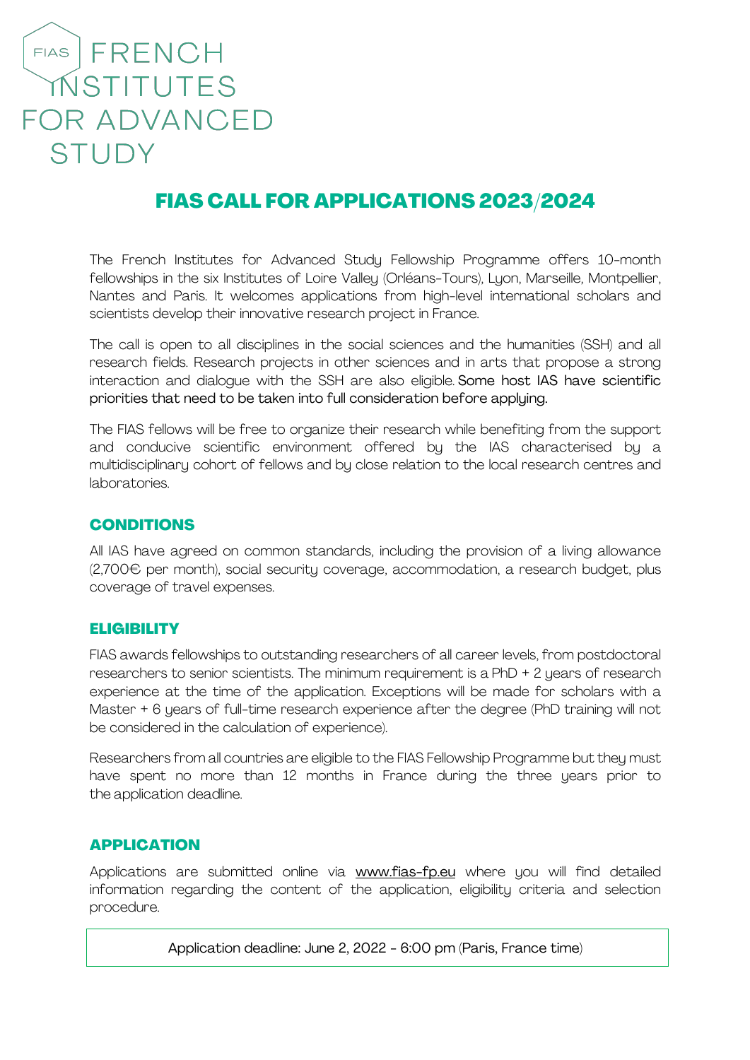FIAS FRENCH INSTITUTES FOR ADVANCED STUDY

# FIAS CALL FOR APPLICATIONS 2023/2024

The French Institutes for Advanced Study Fellowship Programme offers 10-month fellowships in the six Institutes of Loire Valley (Orléans-Tours), Lyon, Marseille, Montpellier, Nantes and Paris. It welcomes applications from high-level international scholars and scientists develop their innovative research project in France.

The call is open to all disciplines in the social sciences and the humanities (SSH) and all research fields. Research projects in other sciences and in arts that propose a strong interaction and dialogue with the SSH are also eligible. Some host IAS have scientific priorities that need to be taken into full consideration before applying.

The FIAS fellows will be free to organize their research while benefiting from the support and conducive scientific environment offered by the IAS characterised by a multidisciplinary cohort of fellows and by close relation to the local research centres and laboratories.

## CONDITIONS

All IAS have agreed on common standards, including the provision of a living allowance (2,700€ per month), social security coverage, accommodation, a research budget, plus coverage of travel expenses.

## ELIGIBILITY

FIAS awards fellowships to outstanding researchers of all career levels, from postdoctoral researchers to senior scientists. The minimum requirement is a PhD + 2 years of research experience at the time of the application. Exceptions will be made for scholars with a Master + 6 years of full-time research experience after the degree (PhD training will not be considered in the calculation of experience).

Researchers from all countries are eligible to the FIAS Fellowship Programme but they must have spent no more than 12 months in France during the three years prior to the application deadline.

## APPLICATION

Applications are submitted online via www.fias-fp.eu where you will find detailed information regarding the content of the application, eligibility criteria and selection procedure.

Application deadline: June 2, 2022 - 6:00 pm (Paris, France time)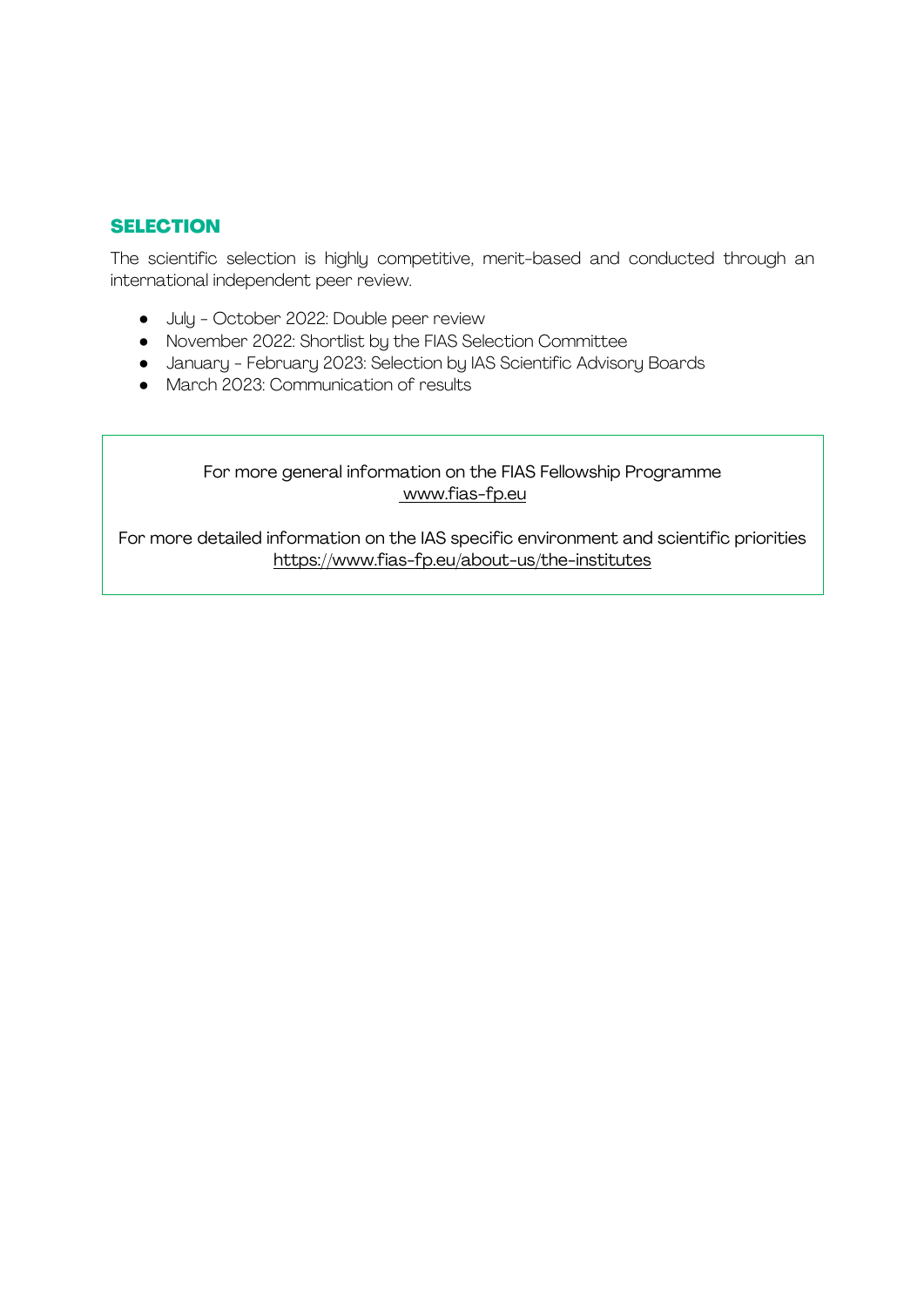## SELECTION

The scientific selection is highly competitive, merit-based and conducted through an international independent peer review.

- July - October 2022: Double peer review
- November 2022: Shortlist by the FIAS Selection Committee
- January - February 2023: Selection by IAS Scientific Advisory Boards
- March 2023: Communication of results

For more general information on the FIAS Fellowship Programme
www.fias-fp.eu

For more detailed information on the IAS specific environment and scientific priorities
https://www.fias-fp.eu/about-us/the-institutes